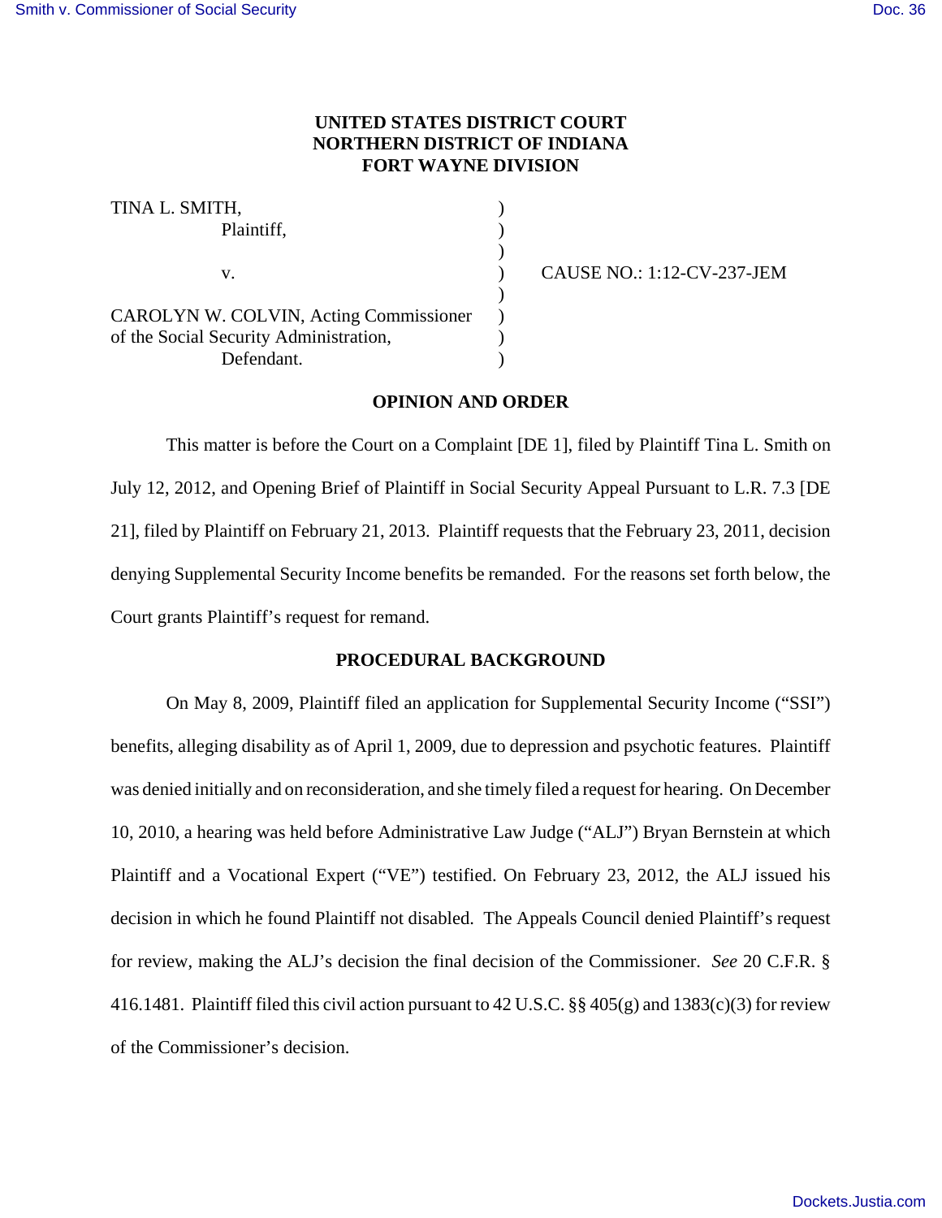**UNITED STATES DISTRICT COURT**
**NORTHERN DISTRICT OF INDIANA**
**FORT WAYNE DIVISION**

| | | |
|---|---|---|
| TINA L. SMITH, Plaintiff, | ) | |
| v. | ) | CAUSE NO.: 1:12-CV-237-JEM |
| CAROLYN W. COLVIN, Acting Commissioner of the Social Security Administration, Defendant. | ) | |

**OPINION AND ORDER**

This matter is before the Court on a Complaint [DE 1], filed by Plaintiff Tina L. Smith on July 12, 2012, and Opening Brief of Plaintiff in Social Security Appeal Pursuant to L.R. 7.3 [DE 21], filed by Plaintiff on February 21, 2013. Plaintiff requests that the February 23, 2011, decision denying Supplemental Security Income benefits be remanded. For the reasons set forth below, the Court grants Plaintiff's request for remand.

**PROCEDURAL BACKGROUND**

On May 8, 2009, Plaintiff filed an application for Supplemental Security Income ("SSI") benefits, alleging disability as of April 1, 2009, due to depression and psychotic features. Plaintiff was denied initially and on reconsideration, and she timely filed a request for hearing. On December 10, 2010, a hearing was held before Administrative Law Judge ("ALJ") Bryan Bernstein at which Plaintiff and a Vocational Expert ("VE") testified. On February 23, 2012, the ALJ issued his decision in which he found Plaintiff not disabled. The Appeals Council denied Plaintiff's request for review, making the ALJ's decision the final decision of the Commissioner. *See* 20 C.F.R. § 416.1481. Plaintiff filed this civil action pursuant to 42 U.S.C. §§ 405(g) and 1383(c)(3) for review of the Commissioner's decision.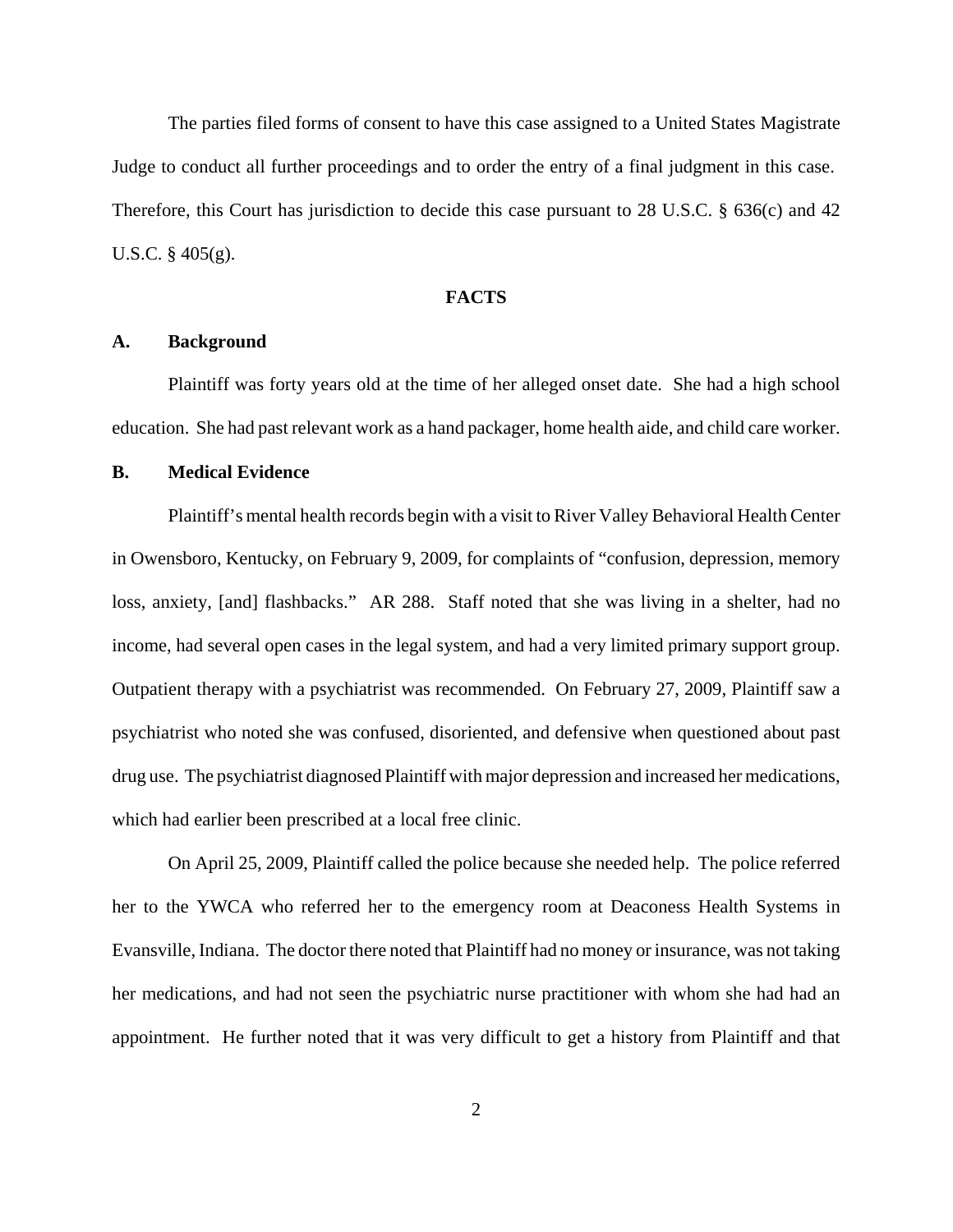The parties filed forms of consent to have this case assigned to a United States Magistrate Judge to conduct all further proceedings and to order the entry of a final judgment in this case. Therefore, this Court has jurisdiction to decide this case pursuant to 28 U.S.C. § 636(c) and 42 U.S.C. § 405(g).

## FACTS

### A. Background

Plaintiff was forty years old at the time of her alleged onset date. She had a high school education. She had past relevant work as a hand packager, home health aide, and child care worker.

### B. Medical Evidence

Plaintiff's mental health records begin with a visit to River Valley Behavioral Health Center in Owensboro, Kentucky, on February 9, 2009, for complaints of "confusion, depression, memory loss, anxiety, [and] flashbacks." AR 288. Staff noted that she was living in a shelter, had no income, had several open cases in the legal system, and had a very limited primary support group. Outpatient therapy with a psychiatrist was recommended. On February 27, 2009, Plaintiff saw a psychiatrist who noted she was confused, disoriented, and defensive when questioned about past drug use. The psychiatrist diagnosed Plaintiff with major depression and increased her medications, which had earlier been prescribed at a local free clinic.

On April 25, 2009, Plaintiff called the police because she needed help. The police referred her to the YWCA who referred her to the emergency room at Deaconess Health Systems in Evansville, Indiana. The doctor there noted that Plaintiff had no money or insurance, was not taking her medications, and had not seen the psychiatric nurse practitioner with whom she had had an appointment. He further noted that it was very difficult to get a history from Plaintiff and that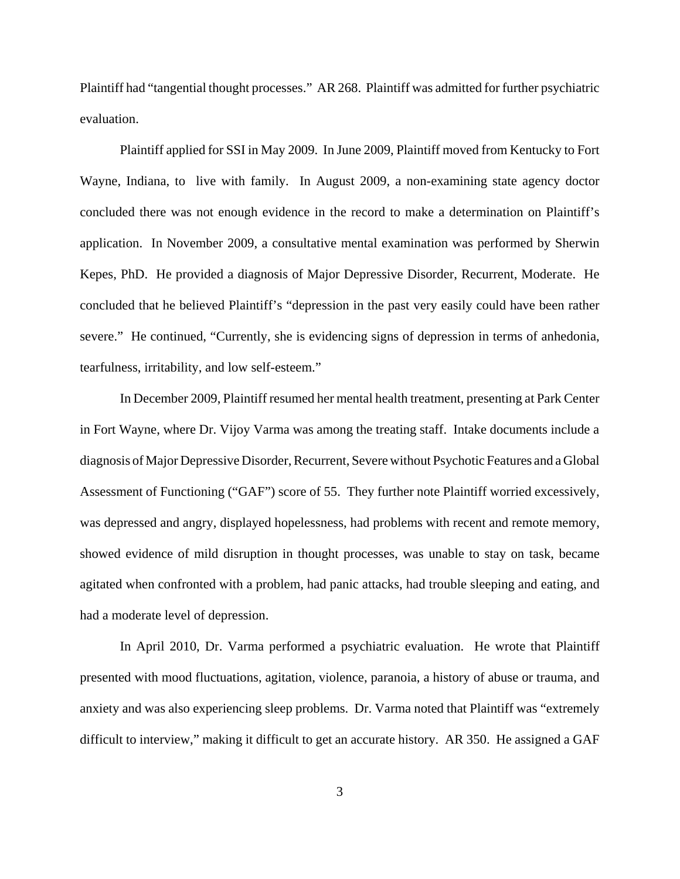Plaintiff had "tangential thought processes." AR 268. Plaintiff was admitted for further psychiatric evaluation.

Plaintiff applied for SSI in May 2009. In June 2009, Plaintiff moved from Kentucky to Fort Wayne, Indiana, to live with family. In August 2009, a non-examining state agency doctor concluded there was not enough evidence in the record to make a determination on Plaintiff's application. In November 2009, a consultative mental examination was performed by Sherwin Kepes, PhD. He provided a diagnosis of Major Depressive Disorder, Recurrent, Moderate. He concluded that he believed Plaintiff's "depression in the past very easily could have been rather severe." He continued, "Currently, she is evidencing signs of depression in terms of anhedonia, tearfulness, irritability, and low self-esteem."

In December 2009, Plaintiff resumed her mental health treatment, presenting at Park Center in Fort Wayne, where Dr. Vijoy Varma was among the treating staff. Intake documents include a diagnosis of Major Depressive Disorder, Recurrent, Severe without Psychotic Features and a Global Assessment of Functioning ("GAF") score of 55. They further note Plaintiff worried excessively, was depressed and angry, displayed hopelessness, had problems with recent and remote memory, showed evidence of mild disruption in thought processes, was unable to stay on task, became agitated when confronted with a problem, had panic attacks, had trouble sleeping and eating, and had a moderate level of depression.

In April 2010, Dr. Varma performed a psychiatric evaluation. He wrote that Plaintiff presented with mood fluctuations, agitation, violence, paranoia, a history of abuse or trauma, and anxiety and was also experiencing sleep problems. Dr. Varma noted that Plaintiff was "extremely difficult to interview," making it difficult to get an accurate history. AR 350. He assigned a GAF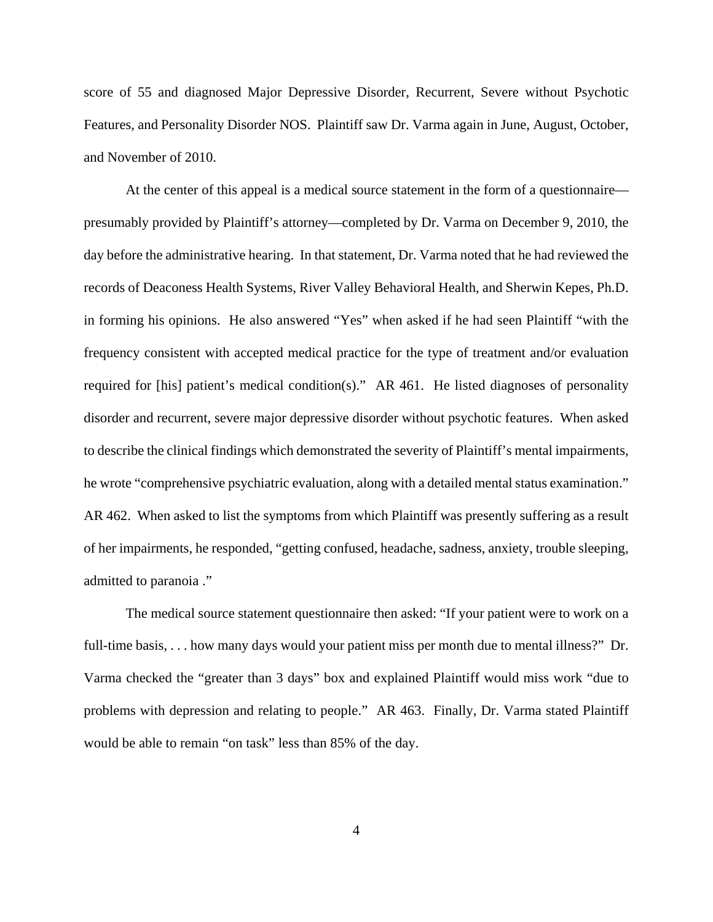score of 55 and diagnosed Major Depressive Disorder, Recurrent, Severe without Psychotic Features, and Personality Disorder NOS. Plaintiff saw Dr. Varma again in June, August, October, and November of 2010.

At the center of this appeal is a medical source statement in the form of a questionnaire—presumably provided by Plaintiff's attorney—completed by Dr. Varma on December 9, 2010, the day before the administrative hearing. In that statement, Dr. Varma noted that he had reviewed the records of Deaconess Health Systems, River Valley Behavioral Health, and Sherwin Kepes, Ph.D. in forming his opinions. He also answered "Yes" when asked if he had seen Plaintiff "with the frequency consistent with accepted medical practice for the type of treatment and/or evaluation required for [his] patient's medical condition(s)." AR 461. He listed diagnoses of personality disorder and recurrent, severe major depressive disorder without psychotic features. When asked to describe the clinical findings which demonstrated the severity of Plaintiff's mental impairments, he wrote "comprehensive psychiatric evaluation, along with a detailed mental status examination." AR 462. When asked to list the symptoms from which Plaintiff was presently suffering as a result of her impairments, he responded, "getting confused, headache, sadness, anxiety, trouble sleeping, admitted to paranoia ."

The medical source statement questionnaire then asked: "If your patient were to work on a full-time basis, . . . how many days would your patient miss per month due to mental illness?" Dr. Varma checked the "greater than 3 days" box and explained Plaintiff would miss work "due to problems with depression and relating to people." AR 463. Finally, Dr. Varma stated Plaintiff would be able to remain "on task" less than 85% of the day.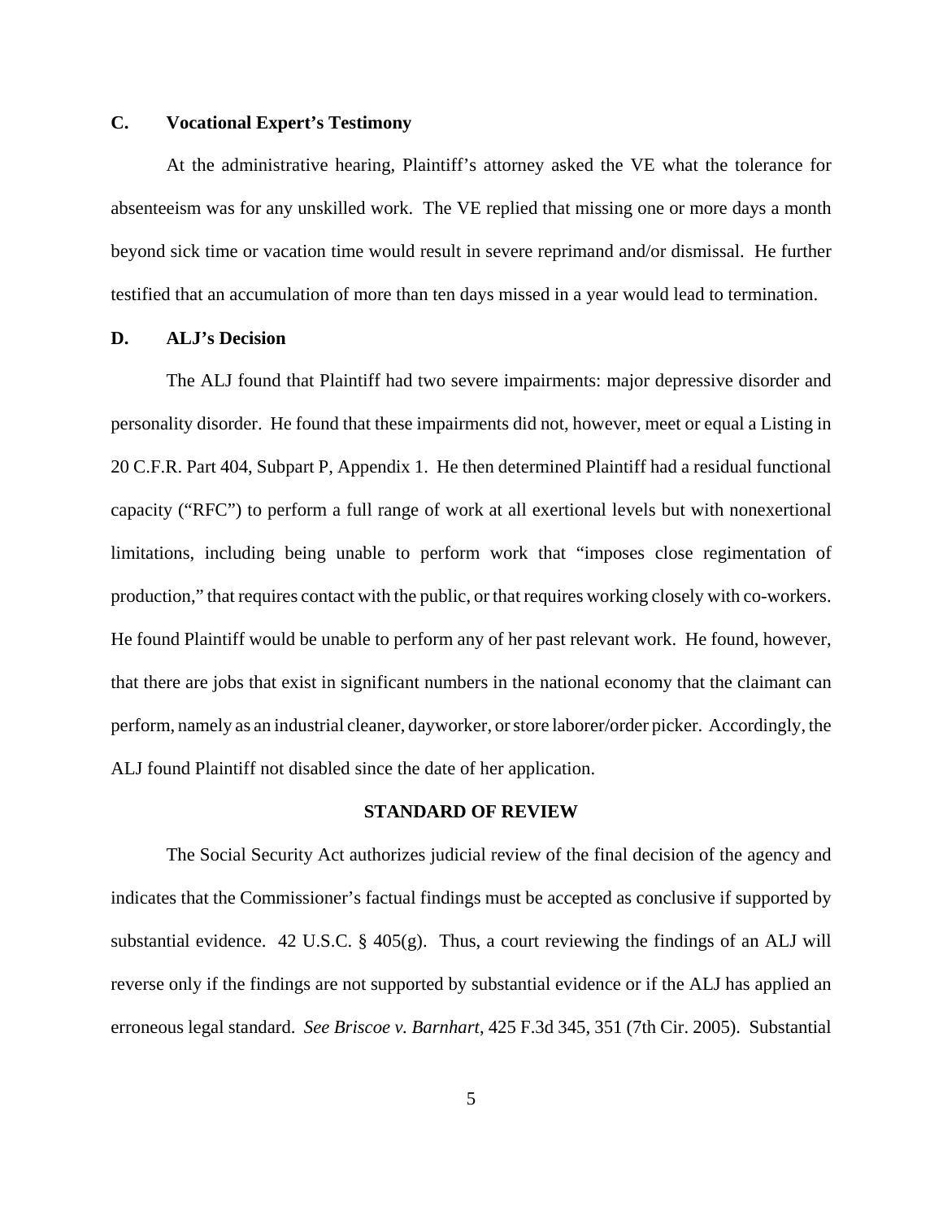### C. Vocational Expert's Testimony

At the administrative hearing, Plaintiff's attorney asked the VE what the tolerance for absenteeism was for any unskilled work. The VE replied that missing one or more days a month beyond sick time or vacation time would result in severe reprimand and/or dismissal. He further testified that an accumulation of more than ten days missed in a year would lead to termination.

### D. ALJ's Decision

The ALJ found that Plaintiff had two severe impairments: major depressive disorder and personality disorder. He found that these impairments did not, however, meet or equal a Listing in 20 C.F.R. Part 404, Subpart P, Appendix 1. He then determined Plaintiff had a residual functional capacity ("RFC") to perform a full range of work at all exertional levels but with nonexertional limitations, including being unable to perform work that "imposes close regimentation of production," that requires contact with the public, or that requires working closely with co-workers. He found Plaintiff would be unable to perform any of her past relevant work. He found, however, that there are jobs that exist in significant numbers in the national economy that the claimant can perform, namely as an industrial cleaner, dayworker, or store laborer/order picker. Accordingly, the ALJ found Plaintiff not disabled since the date of her application.

## STANDARD OF REVIEW

The Social Security Act authorizes judicial review of the final decision of the agency and indicates that the Commissioner's factual findings must be accepted as conclusive if supported by substantial evidence. 42 U.S.C. § 405(g). Thus, a court reviewing the findings of an ALJ will reverse only if the findings are not supported by substantial evidence or if the ALJ has applied an erroneous legal standard. *See Briscoe v. Barnhart*, 425 F.3d 345, 351 (7th Cir. 2005). Substantial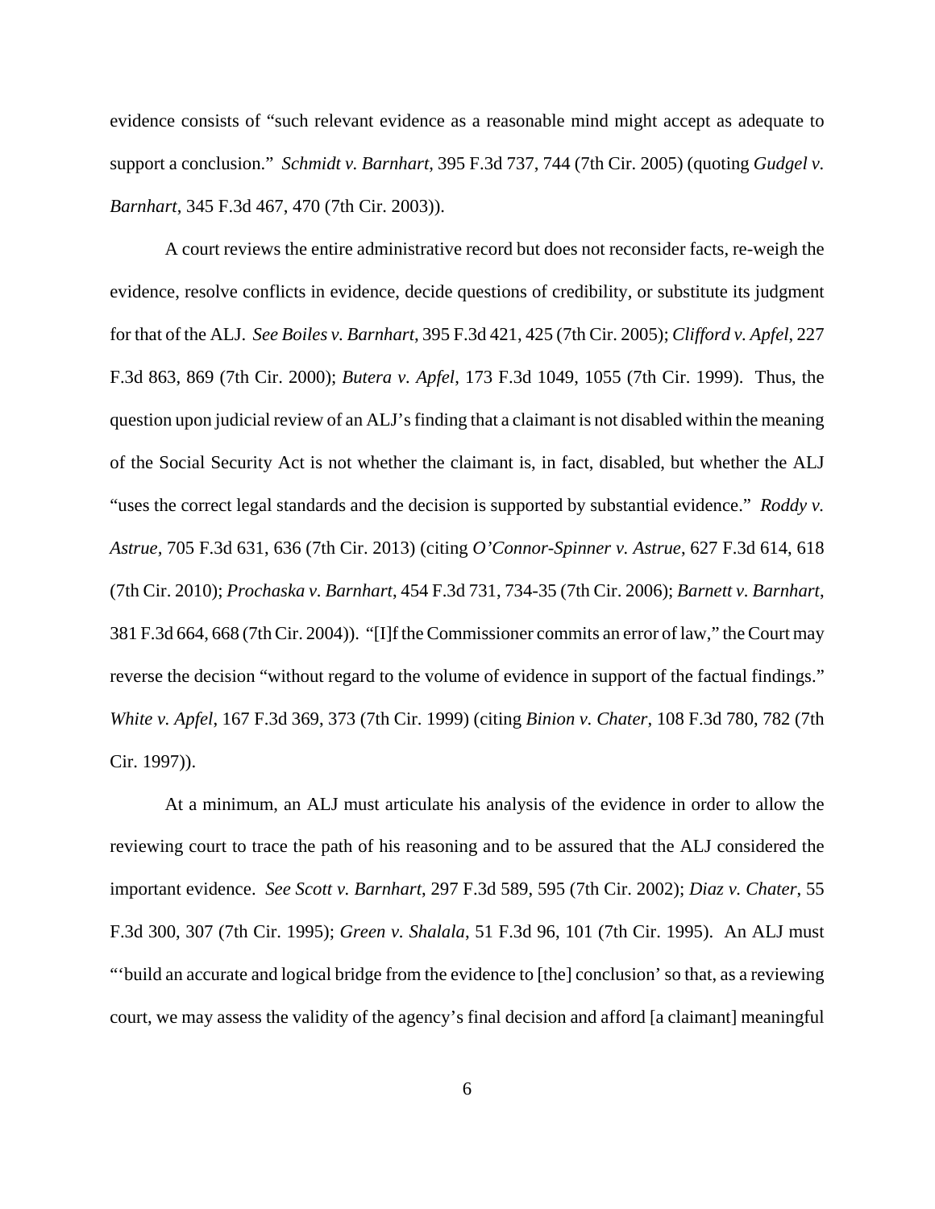evidence consists of "such relevant evidence as a reasonable mind might accept as adequate to support a conclusion." *Schmidt v. Barnhart*, 395 F.3d 737, 744 (7th Cir. 2005) (quoting *Gudgel v. Barnhart*, 345 F.3d 467, 470 (7th Cir. 2003)).

A court reviews the entire administrative record but does not reconsider facts, re-weigh the evidence, resolve conflicts in evidence, decide questions of credibility, or substitute its judgment for that of the ALJ. *See Boiles v. Barnhart*, 395 F.3d 421, 425 (7th Cir. 2005); *Clifford v. Apfel*, 227 F.3d 863, 869 (7th Cir. 2000); *Butera v. Apfel*, 173 F.3d 1049, 1055 (7th Cir. 1999). Thus, the question upon judicial review of an ALJ's finding that a claimant is not disabled within the meaning of the Social Security Act is not whether the claimant is, in fact, disabled, but whether the ALJ "uses the correct legal standards and the decision is supported by substantial evidence." *Roddy v. Astrue*, 705 F.3d 631, 636 (7th Cir. 2013) (citing *O'Connor-Spinner v. Astrue*, 627 F.3d 614, 618 (7th Cir. 2010); *Prochaska v. Barnhart*, 454 F.3d 731, 734-35 (7th Cir. 2006); *Barnett v. Barnhart*, 381 F.3d 664, 668 (7th Cir. 2004)). "[I]f the Commissioner commits an error of law," the Court may reverse the decision "without regard to the volume of evidence in support of the factual findings." *White v. Apfel*, 167 F.3d 369, 373 (7th Cir. 1999) (citing *Binion v. Chater*, 108 F.3d 780, 782 (7th Cir. 1997)).

At a minimum, an ALJ must articulate his analysis of the evidence in order to allow the reviewing court to trace the path of his reasoning and to be assured that the ALJ considered the important evidence. *See Scott v. Barnhart*, 297 F.3d 589, 595 (7th Cir. 2002); *Diaz v. Chater*, 55 F.3d 300, 307 (7th Cir. 1995); *Green v. Shalala*, 51 F.3d 96, 101 (7th Cir. 1995). An ALJ must "'build an accurate and logical bridge from the evidence to [the] conclusion' so that, as a reviewing court, we may assess the validity of the agency's final decision and afford [a claimant] meaningful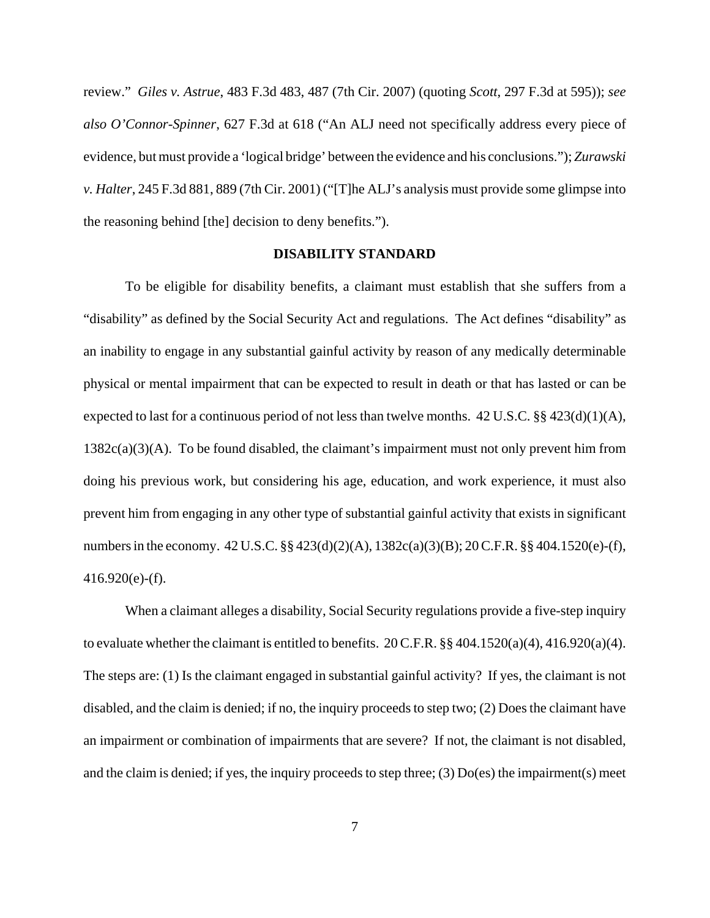review." *Giles v. Astrue*, 483 F.3d 483, 487 (7th Cir. 2007) (quoting *Scott*, 297 F.3d at 595)); *see also O'Connor-Spinner*, 627 F.3d at 618 ("An ALJ need not specifically address every piece of evidence, but must provide a 'logical bridge' between the evidence and his conclusions."); *Zurawski v. Halter*, 245 F.3d 881, 889 (7th Cir. 2001) ("[T]he ALJ's analysis must provide some glimpse into the reasoning behind [the] decision to deny benefits.").

## DISABILITY STANDARD

To be eligible for disability benefits, a claimant must establish that she suffers from a "disability" as defined by the Social Security Act and regulations. The Act defines "disability" as an inability to engage in any substantial gainful activity by reason of any medically determinable physical or mental impairment that can be expected to result in death or that has lasted or can be expected to last for a continuous period of not less than twelve months. 42 U.S.C. §§ 423(d)(1)(A), 1382c(a)(3)(A). To be found disabled, the claimant's impairment must not only prevent him from doing his previous work, but considering his age, education, and work experience, it must also prevent him from engaging in any other type of substantial gainful activity that exists in significant numbers in the economy. 42 U.S.C. §§ 423(d)(2)(A), 1382c(a)(3)(B); 20 C.F.R. §§ 404.1520(e)-(f), 416.920(e)-(f).

When a claimant alleges a disability, Social Security regulations provide a five-step inquiry to evaluate whether the claimant is entitled to benefits. 20 C.F.R. §§ 404.1520(a)(4), 416.920(a)(4). The steps are: (1) Is the claimant engaged in substantial gainful activity? If yes, the claimant is not disabled, and the claim is denied; if no, the inquiry proceeds to step two; (2) Does the claimant have an impairment or combination of impairments that are severe? If not, the claimant is not disabled, and the claim is denied; if yes, the inquiry proceeds to step three; (3) Do(es) the impairment(s) meet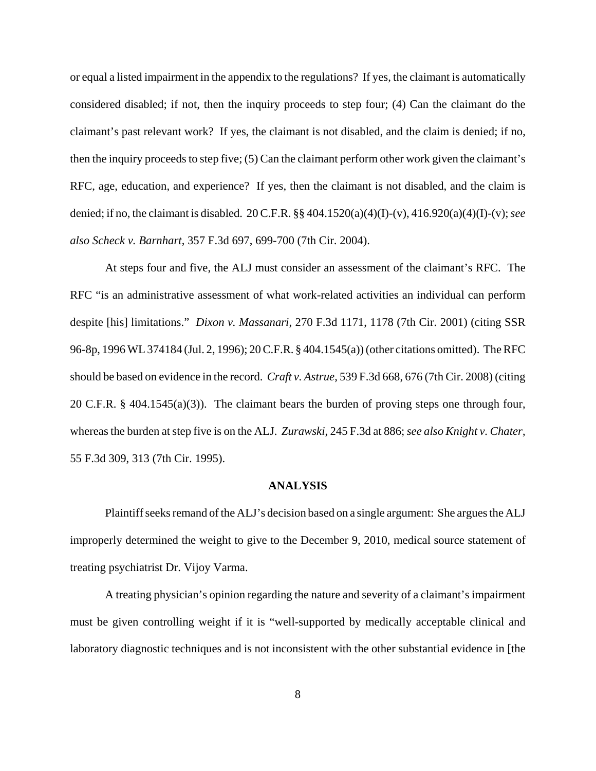or equal a listed impairment in the appendix to the regulations? If yes, the claimant is automatically considered disabled; if not, then the inquiry proceeds to step four; (4) Can the claimant do the claimant's past relevant work? If yes, the claimant is not disabled, and the claim is denied; if no, then the inquiry proceeds to step five; (5) Can the claimant perform other work given the claimant's RFC, age, education, and experience? If yes, then the claimant is not disabled, and the claim is denied; if no, the claimant is disabled. 20 C.F.R. §§ 404.1520(a)(4)(I)-(v), 416.920(a)(4)(I)-(v); *see also Scheck v. Barnhart*, 357 F.3d 697, 699-700 (7th Cir. 2004).

At steps four and five, the ALJ must consider an assessment of the claimant's RFC. The RFC "is an administrative assessment of what work-related activities an individual can perform despite [his] limitations." *Dixon v. Massanari*, 270 F.3d 1171, 1178 (7th Cir. 2001) (citing SSR 96-8p, 1996 WL 374184 (Jul. 2, 1996); 20 C.F.R. § 404.1545(a)) (other citations omitted). The RFC should be based on evidence in the record. *Craft v. Astrue*, 539 F.3d 668, 676 (7th Cir. 2008) (citing 20 C.F.R. § 404.1545(a)(3)). The claimant bears the burden of proving steps one through four, whereas the burden at step five is on the ALJ. *Zurawski*, 245 F.3d at 886; *see also Knight v. Chater*, 55 F.3d 309, 313 (7th Cir. 1995).

## ANALYSIS

Plaintiff seeks remand of the ALJ's decision based on a single argument: She argues the ALJ improperly determined the weight to give to the December 9, 2010, medical source statement of treating psychiatrist Dr. Vijoy Varma.

A treating physician's opinion regarding the nature and severity of a claimant's impairment must be given controlling weight if it is "well-supported by medically acceptable clinical and laboratory diagnostic techniques and is not inconsistent with the other substantial evidence in [the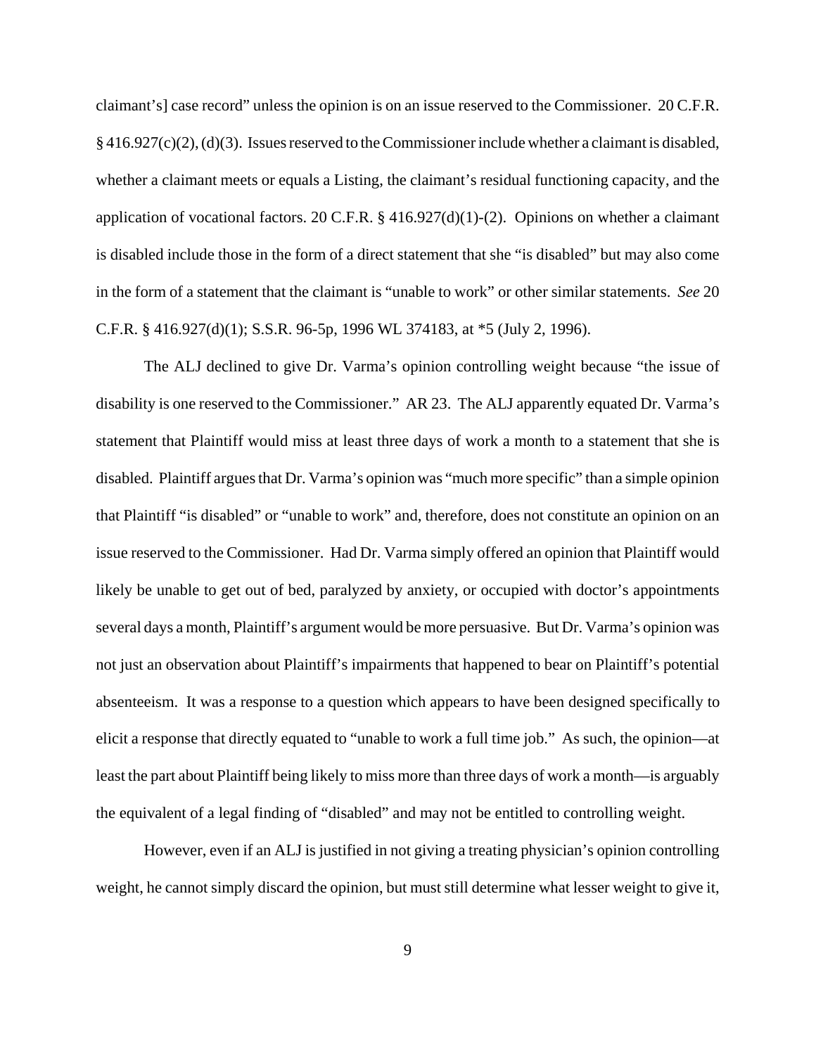claimant's] case record" unless the opinion is on an issue reserved to the Commissioner. 20 C.F.R. § 416.927(c)(2), (d)(3). Issues reserved to the Commissioner include whether a claimant is disabled, whether a claimant meets or equals a Listing, the claimant's residual functioning capacity, and the application of vocational factors. 20 C.F.R. § 416.927(d)(1)-(2). Opinions on whether a claimant is disabled include those in the form of a direct statement that she "is disabled" but may also come in the form of a statement that the claimant is "unable to work" or other similar statements. *See* 20 C.F.R. § 416.927(d)(1); S.S.R. 96-5p, 1996 WL 374183, at *5 (July 2, 1996).

The ALJ declined to give Dr. Varma's opinion controlling weight because "the issue of disability is one reserved to the Commissioner." AR 23. The ALJ apparently equated Dr. Varma's statement that Plaintiff would miss at least three days of work a month to a statement that she is disabled. Plaintiff argues that Dr. Varma's opinion was "much more specific" than a simple opinion that Plaintiff "is disabled" or "unable to work" and, therefore, does not constitute an opinion on an issue reserved to the Commissioner. Had Dr. Varma simply offered an opinion that Plaintiff would likely be unable to get out of bed, paralyzed by anxiety, or occupied with doctor's appointments several days a month, Plaintiff's argument would be more persuasive. But Dr. Varma's opinion was not just an observation about Plaintiff's impairments that happened to bear on Plaintiff's potential absenteeism. It was a response to a question which appears to have been designed specifically to elicit a response that directly equated to "unable to work a full time job." As such, the opinion—at least the part about Plaintiff being likely to miss more than three days of work a month—is arguably the equivalent of a legal finding of "disabled" and may not be entitled to controlling weight.

However, even if an ALJ is justified in not giving a treating physician's opinion controlling weight, he cannot simply discard the opinion, but must still determine what lesser weight to give it,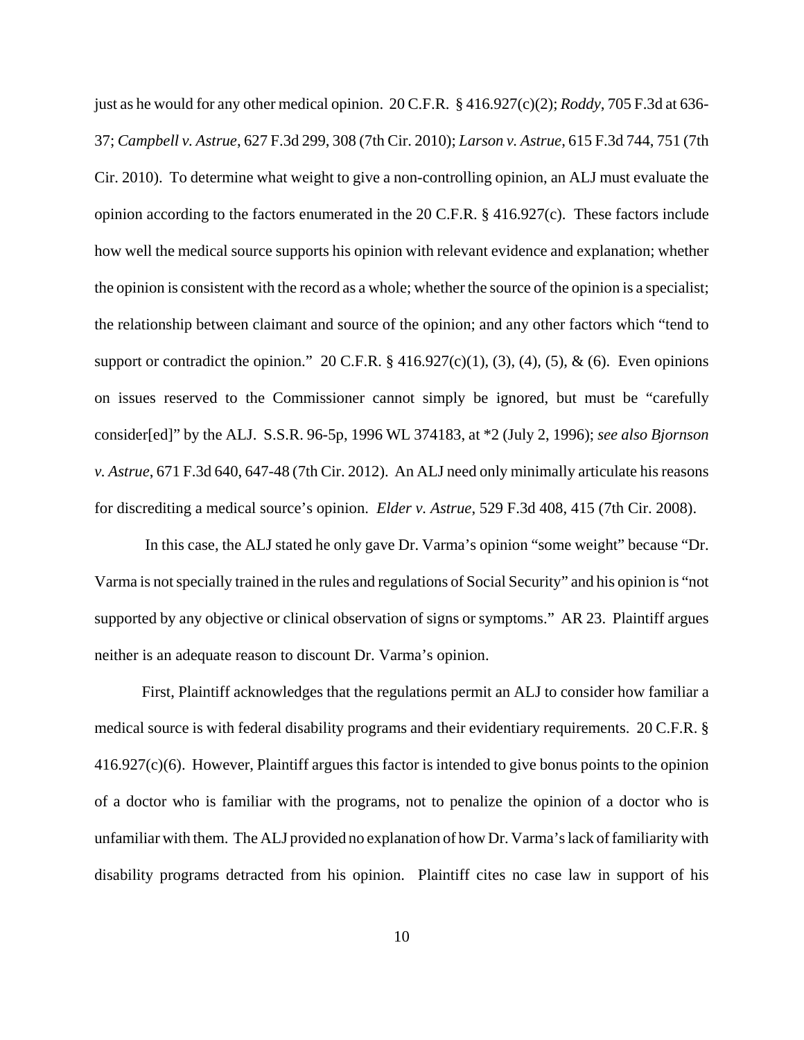just as he would for any other medical opinion. 20 C.F.R. § 416.927(c)(2); *Roddy*, 705 F.3d at 636-37; *Campbell v. Astrue*, 627 F.3d 299, 308 (7th Cir. 2010); *Larson v. Astrue*, 615 F.3d 744, 751 (7th Cir. 2010). To determine what weight to give a non-controlling opinion, an ALJ must evaluate the opinion according to the factors enumerated in the 20 C.F.R. § 416.927(c). These factors include how well the medical source supports his opinion with relevant evidence and explanation; whether the opinion is consistent with the record as a whole; whether the source of the opinion is a specialist; the relationship between claimant and source of the opinion; and any other factors which "tend to support or contradict the opinion." 20 C.F.R. § 416.927(c)(1), (3), (4), (5), & (6). Even opinions on issues reserved to the Commissioner cannot simply be ignored, but must be "carefully consider[ed]" by the ALJ. S.S.R. 96-5p, 1996 WL 374183, at *2 (July 2, 1996); *see also Bjornson v. Astrue*, 671 F.3d 640, 647-48 (7th Cir. 2012). An ALJ need only minimally articulate his reasons for discrediting a medical source's opinion. *Elder v. Astrue*, 529 F.3d 408, 415 (7th Cir. 2008).

In this case, the ALJ stated he only gave Dr. Varma's opinion "some weight" because "Dr. Varma is not specially trained in the rules and regulations of Social Security" and his opinion is "not supported by any objective or clinical observation of signs or symptoms." AR 23. Plaintiff argues neither is an adequate reason to discount Dr. Varma's opinion.

First, Plaintiff acknowledges that the regulations permit an ALJ to consider how familiar a medical source is with federal disability programs and their evidentiary requirements. 20 C.F.R. § 416.927(c)(6). However, Plaintiff argues this factor is intended to give bonus points to the opinion of a doctor who is familiar with the programs, not to penalize the opinion of a doctor who is unfamiliar with them. The ALJ provided no explanation of how Dr. Varma's lack of familiarity with disability programs detracted from his opinion. Plaintiff cites no case law in support of his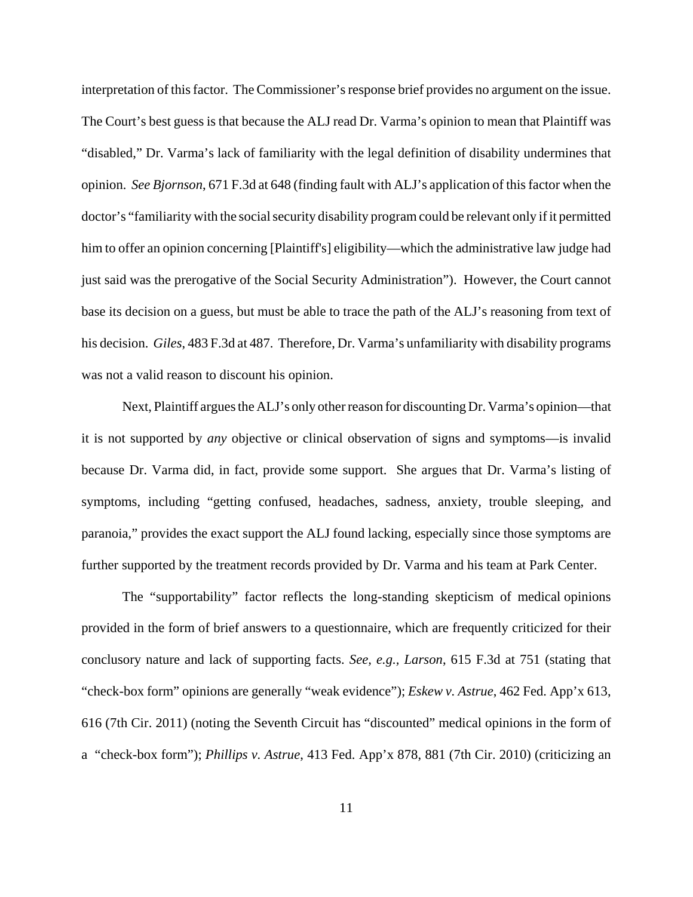interpretation of this factor. The Commissioner's response brief provides no argument on the issue. The Court's best guess is that because the ALJ read Dr. Varma's opinion to mean that Plaintiff was "disabled," Dr. Varma's lack of familiarity with the legal definition of disability undermines that opinion. *See Bjornson*, 671 F.3d at 648 (finding fault with ALJ's application of this factor when the doctor's "familiarity with the social security disability program could be relevant only if it permitted him to offer an opinion concerning [Plaintiff's] eligibility—which the administrative law judge had just said was the prerogative of the Social Security Administration"). However, the Court cannot base its decision on a guess, but must be able to trace the path of the ALJ's reasoning from text of his decision. *Giles*, 483 F.3d at 487. Therefore, Dr. Varma's unfamiliarity with disability programs was not a valid reason to discount his opinion.

Next, Plaintiff argues the ALJ's only other reason for discounting Dr. Varma's opinion—that it is not supported by *any* objective or clinical observation of signs and symptoms—is invalid because Dr. Varma did, in fact, provide some support. She argues that Dr. Varma's listing of symptoms, including "getting confused, headaches, sadness, anxiety, trouble sleeping, and paranoia," provides the exact support the ALJ found lacking, especially since those symptoms are further supported by the treatment records provided by Dr. Varma and his team at Park Center.

The "supportability" factor reflects the long-standing skepticism of medical opinions provided in the form of brief answers to a questionnaire, which are frequently criticized for their conclusory nature and lack of supporting facts. *See, e.g., Larson*, 615 F.3d at 751 (stating that "check-box form" opinions are generally "weak evidence"); *Eskew v. Astrue*, 462 Fed. App'x 613, 616 (7th Cir. 2011) (noting the Seventh Circuit has "discounted" medical opinions in the form of a "check-box form"); *Phillips v. Astrue*, 413 Fed. App'x 878, 881 (7th Cir. 2010) (criticizing an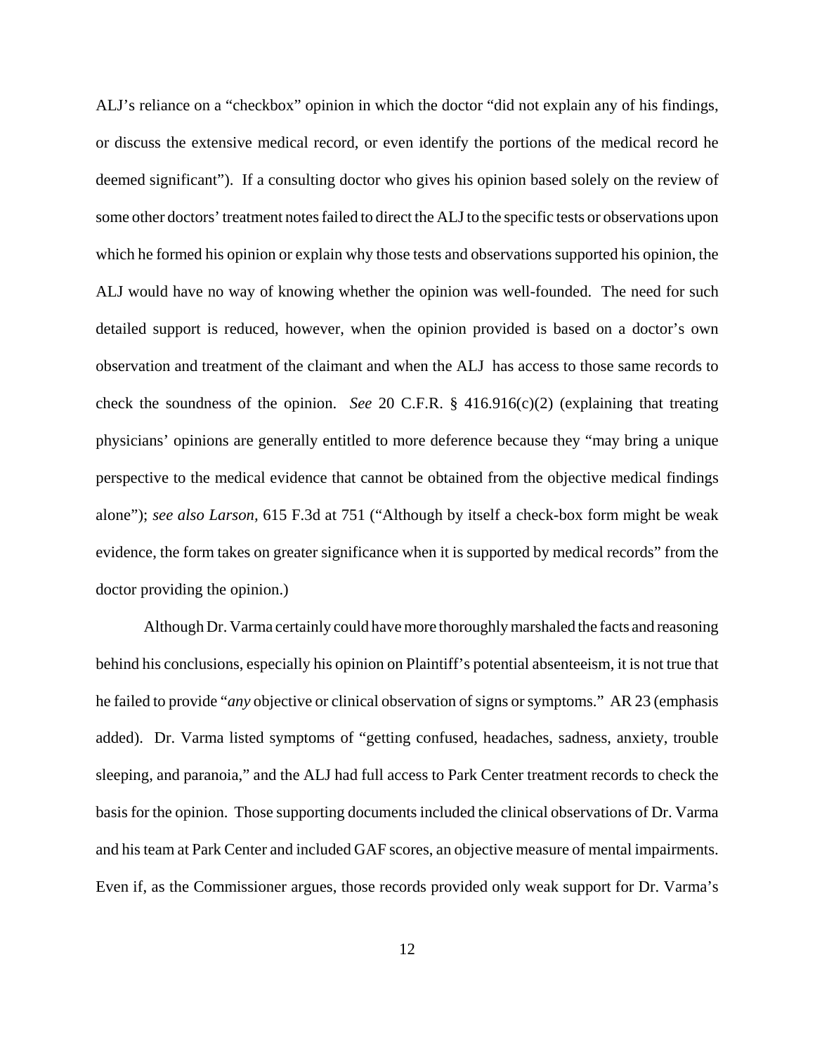ALJ's reliance on a "checkbox" opinion in which the doctor "did not explain any of his findings, or discuss the extensive medical record, or even identify the portions of the medical record he deemed significant"). If a consulting doctor who gives his opinion based solely on the review of some other doctors' treatment notes failed to direct the ALJ to the specific tests or observations upon which he formed his opinion or explain why those tests and observations supported his opinion, the ALJ would have no way of knowing whether the opinion was well-founded. The need for such detailed support is reduced, however, when the opinion provided is based on a doctor's own observation and treatment of the claimant and when the ALJ has access to those same records to check the soundness of the opinion. *See* 20 C.F.R. § 416.916(c)(2) (explaining that treating physicians' opinions are generally entitled to more deference because they "may bring a unique perspective to the medical evidence that cannot be obtained from the objective medical findings alone"); *see also Larson*, 615 F.3d at 751 ("Although by itself a check-box form might be weak evidence, the form takes on greater significance when it is supported by medical records" from the doctor providing the opinion.)

Although Dr. Varma certainly could have more thoroughly marshaled the facts and reasoning behind his conclusions, especially his opinion on Plaintiff's potential absenteeism, it is not true that he failed to provide "*any* objective or clinical observation of signs or symptoms." AR 23 (emphasis added). Dr. Varma listed symptoms of "getting confused, headaches, sadness, anxiety, trouble sleeping, and paranoia," and the ALJ had full access to Park Center treatment records to check the basis for the opinion. Those supporting documents included the clinical observations of Dr. Varma and his team at Park Center and included GAF scores, an objective measure of mental impairments. Even if, as the Commissioner argues, those records provided only weak support for Dr. Varma's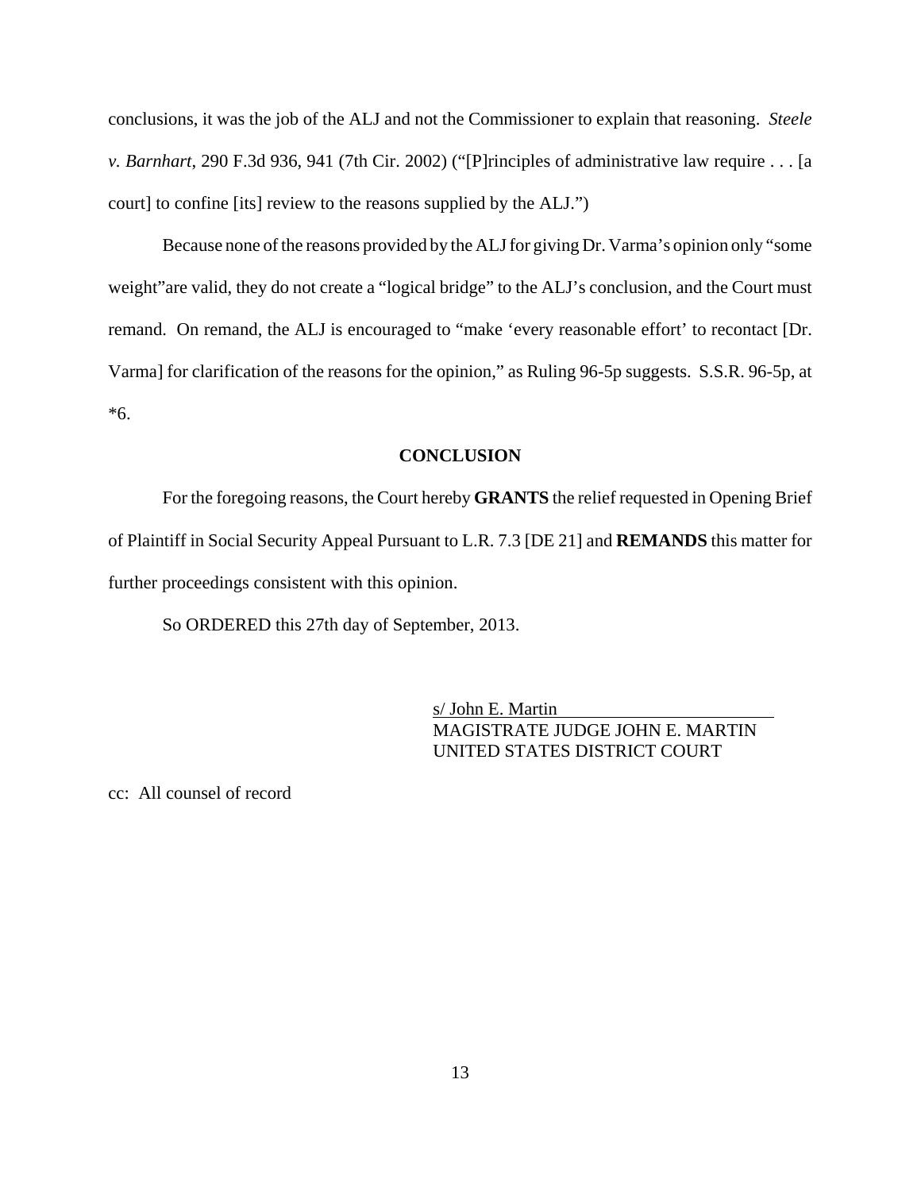conclusions, it was the job of the ALJ and not the Commissioner to explain that reasoning. *Steele v. Barnhart*, 290 F.3d 936, 941 (7th Cir. 2002) ("[P]rinciples of administrative law require . . . [a court] to confine [its] review to the reasons supplied by the ALJ.")

Because none of the reasons provided by the ALJ for giving Dr. Varma's opinion only "some weight"are valid, they do not create a "logical bridge" to the ALJ's conclusion, and the Court must remand. On remand, the ALJ is encouraged to "make 'every reasonable effort' to recontact [Dr. Varma] for clarification of the reasons for the opinion," as Ruling 96-5p suggests. S.S.R. 96-5p, at *6.

**CONCLUSION**

For the foregoing reasons, the Court hereby **GRANTS** the relief requested in Opening Brief of Plaintiff in Social Security Appeal Pursuant to L.R. 7.3 [DE 21] and **REMANDS** this matter for further proceedings consistent with this opinion.

So ORDERED this 27th day of September, 2013.

s/ John E. Martin
MAGISTRATE JUDGE JOHN E. MARTIN
UNITED STATES DISTRICT COURT

cc: All counsel of record